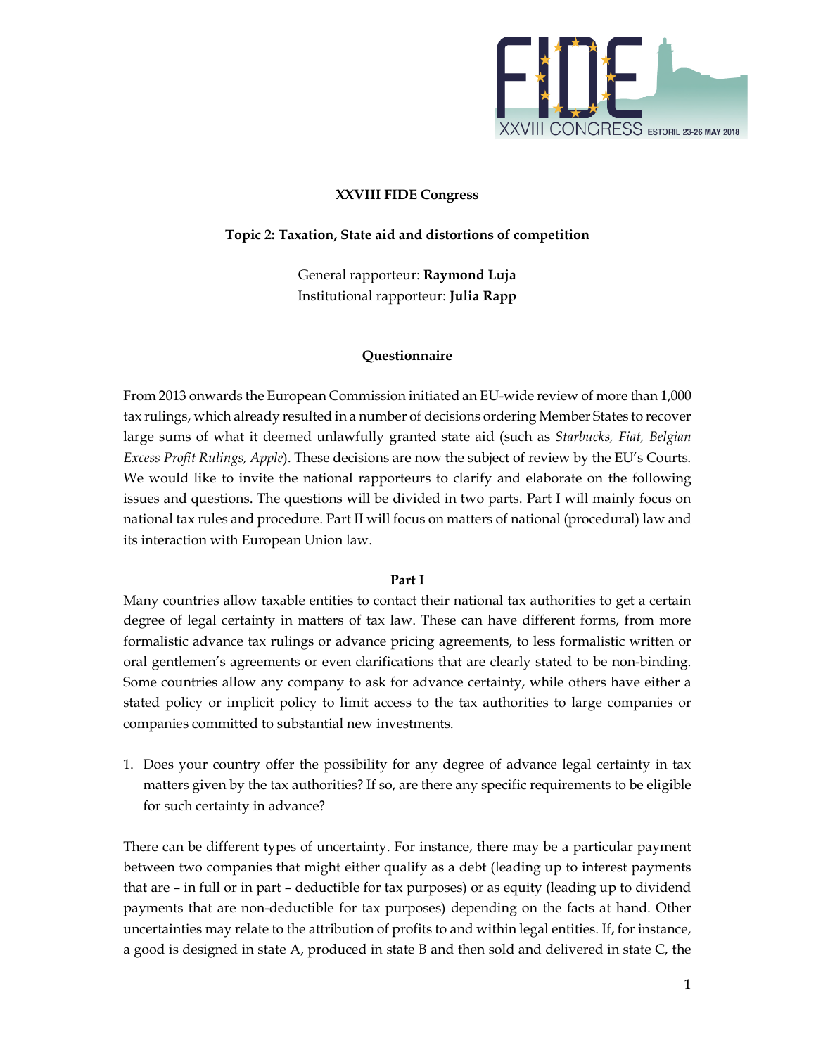**XXVIII FIDE Congress**

**Topic 2: Taxation, State aid and distortions of competition**

General rapporteur: **Raymond Luja**
Institutional rapporteur: **Julia Rapp**

**Questionnaire**

From 2013 onwards the European Commission initiated an EU-wide review of more than 1,000 tax rulings, which already resulted in a number of decisions ordering Member States to recover large sums of what it deemed unlawfully granted state aid (such as *Starbucks, Fiat, Belgian Excess Profit Rulings, Apple*). These decisions are now the subject of review by the EU's Courts. We would like to invite the national rapporteurs to clarify and elaborate on the following issues and questions. The questions will be divided in two parts. Part I will mainly focus on national tax rules and procedure. Part II will focus on matters of national (procedural) law and its interaction with European Union law.

**Part I**

Many countries allow taxable entities to contact their national tax authorities to get a certain degree of legal certainty in matters of tax law. These can have different forms, from more formalistic advance tax rulings or advance pricing agreements, to less formalistic written or oral gentlemen's agreements or even clarifications that are clearly stated to be non-binding. Some countries allow any company to ask for advance certainty, while others have either a stated policy or implicit policy to limit access to the tax authorities to large companies or companies committed to substantial new investments.

1. Does your country offer the possibility for any degree of advance legal certainty in tax matters given by the tax authorities? If so, are there any specific requirements to be eligible for such certainty in advance?

There can be different types of uncertainty. For instance, there may be a particular payment between two companies that might either qualify as a debt (leading up to interest payments that are – in full or in part – deductible for tax purposes) or as equity (leading up to dividend payments that are non-deductible for tax purposes) depending on the facts at hand. Other uncertainties may relate to the attribution of profits to and within legal entities. If, for instance, a good is designed in state A, produced in state B and then sold and delivered in state C, the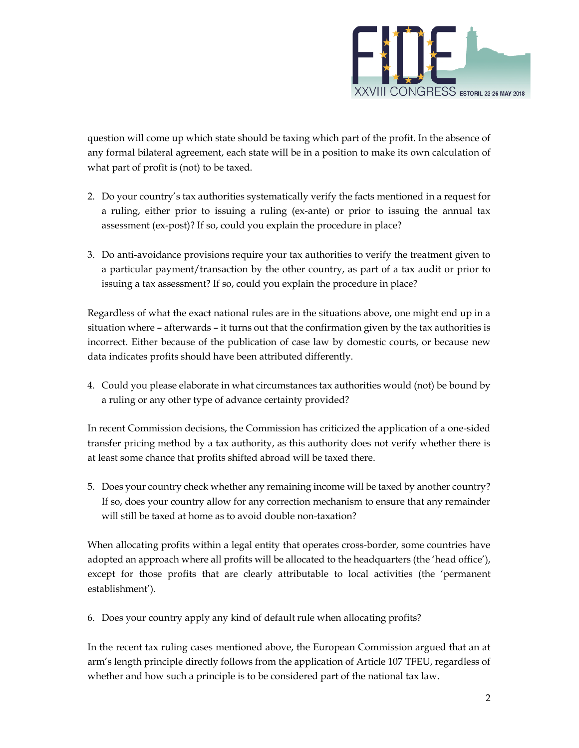question will come up which state should be taxing which part of the profit. In the absence of any formal bilateral agreement, each state will be in a position to make its own calculation of what part of profit is (not) to be taxed.

2. Do your country's tax authorities systematically verify the facts mentioned in a request for a ruling, either prior to issuing a ruling (ex-ante) or prior to issuing the annual tax assessment (ex-post)? If so, could you explain the procedure in place?

3. Do anti-avoidance provisions require your tax authorities to verify the treatment given to a particular payment/transaction by the other country, as part of a tax audit or prior to issuing a tax assessment? If so, could you explain the procedure in place?

Regardless of what the exact national rules are in the situations above, one might end up in a situation where – afterwards – it turns out that the confirmation given by the tax authorities is incorrect. Either because of the publication of case law by domestic courts, or because new data indicates profits should have been attributed differently.

4. Could you please elaborate in what circumstances tax authorities would (not) be bound by a ruling or any other type of advance certainty provided?

In recent Commission decisions, the Commission has criticized the application of a one-sided transfer pricing method by a tax authority, as this authority does not verify whether there is at least some chance that profits shifted abroad will be taxed there.

5. Does your country check whether any remaining income will be taxed by another country? If so, does your country allow for any correction mechanism to ensure that any remainder will still be taxed at home as to avoid double non-taxation?

When allocating profits within a legal entity that operates cross-border, some countries have adopted an approach where all profits will be allocated to the headquarters (the 'head office'), except for those profits that are clearly attributable to local activities (the 'permanent establishment').

6. Does your country apply any kind of default rule when allocating profits?

In the recent tax ruling cases mentioned above, the European Commission argued that an at arm's length principle directly follows from the application of Article 107 TFEU, regardless of whether and how such a principle is to be considered part of the national tax law.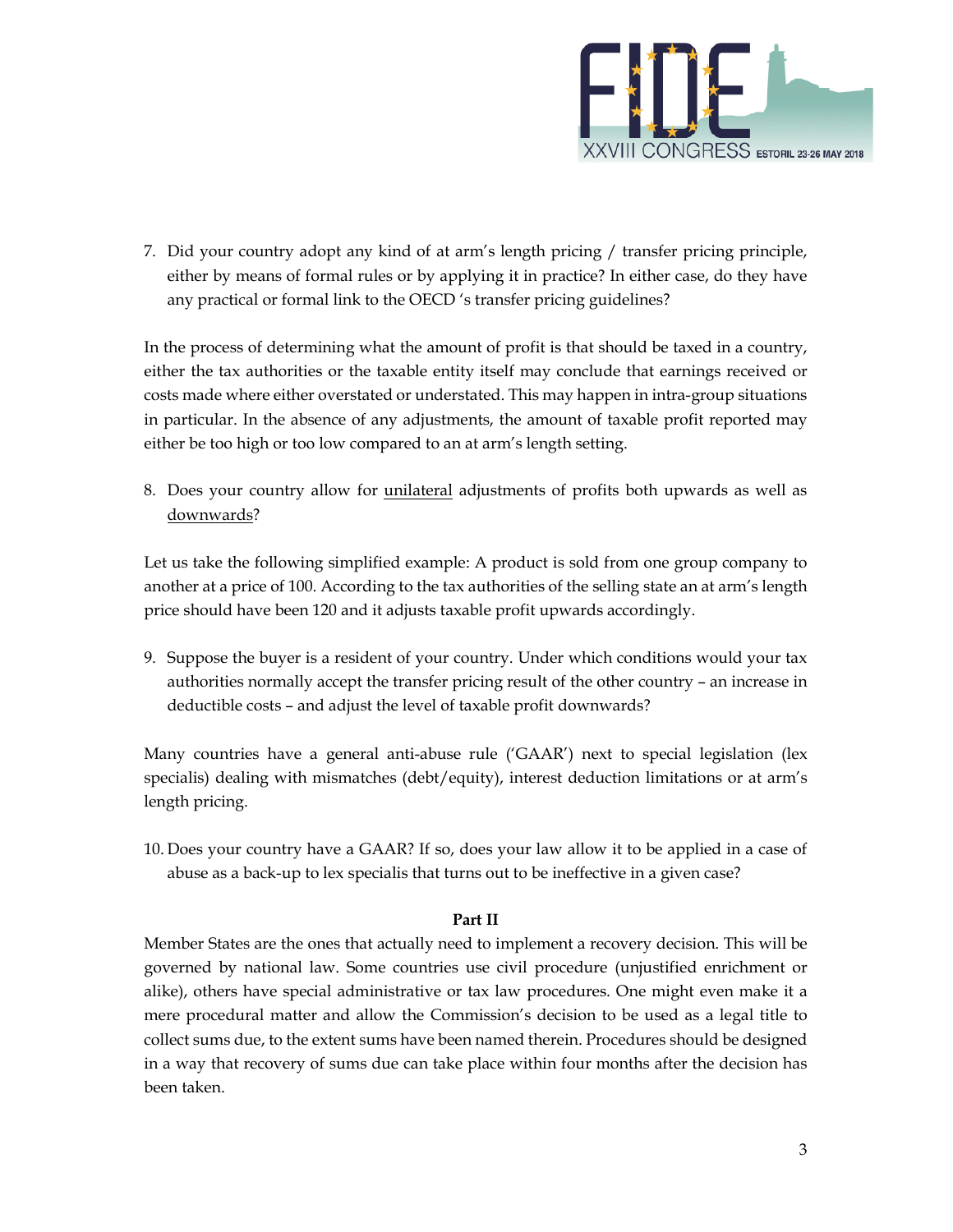7. Did your country adopt any kind of at arm's length pricing / transfer pricing principle, either by means of formal rules or by applying it in practice? In either case, do they have any practical or formal link to the OECD 's transfer pricing guidelines?

In the process of determining what the amount of profit is that should be taxed in a country, either the tax authorities or the taxable entity itself may conclude that earnings received or costs made where either overstated or understated. This may happen in intra-group situations in particular. In the absence of any adjustments, the amount of taxable profit reported may either be too high or too low compared to an at arm's length setting.

8. Does your country allow for <u>unilateral</u> adjustments of profits both upwards as well as <u>downwards</u>?

Let us take the following simplified example: A product is sold from one group company to another at a price of 100. According to the tax authorities of the selling state an at arm's length price should have been 120 and it adjusts taxable profit upwards accordingly.

9. Suppose the buyer is a resident of your country. Under which conditions would your tax authorities normally accept the transfer pricing result of the other country – an increase in deductible costs – and adjust the level of taxable profit downwards?

Many countries have a general anti-abuse rule ('GAAR') next to special legislation (lex specialis) dealing with mismatches (debt/equity), interest deduction limitations or at arm's length pricing.

10. Does your country have a GAAR? If so, does your law allow it to be applied in a case of abuse as a back-up to lex specialis that turns out to be ineffective in a given case?

**Part II**

Member States are the ones that actually need to implement a recovery decision. This will be governed by national law. Some countries use civil procedure (unjustified enrichment or alike), others have special administrative or tax law procedures. One might even make it a mere procedural matter and allow the Commission's decision to be used as a legal title to collect sums due, to the extent sums have been named therein. Procedures should be designed in a way that recovery of sums due can take place within four months after the decision has been taken.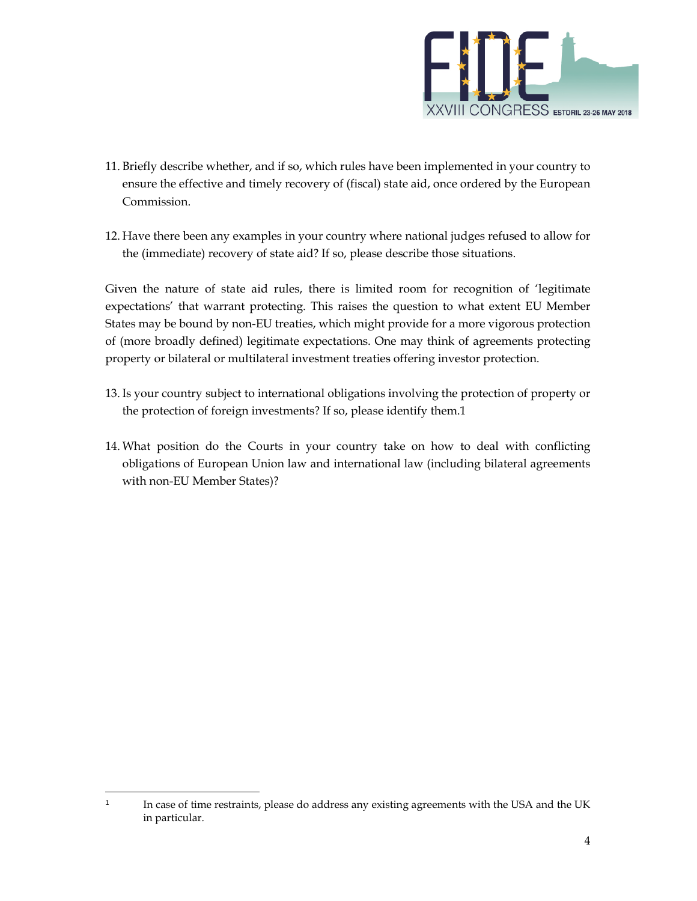11. Briefly describe whether, and if so, which rules have been implemented in your country to ensure the effective and timely recovery of (fiscal) state aid, once ordered by the European Commission.

12. Have there been any examples in your country where national judges refused to allow for the (immediate) recovery of state aid? If so, please describe those situations.

Given the nature of state aid rules, there is limited room for recognition of 'legitimate expectations' that warrant protecting. This raises the question to what extent EU Member States may be bound by non-EU treaties, which might provide for a more vigorous protection of (more broadly defined) legitimate expectations. One may think of agreements protecting property or bilateral or multilateral investment treaties offering investor protection.

13. Is your country subject to international obligations involving the protection of property or the protection of foreign investments? If so, please identify them.[1]

14. What position do the Courts in your country take on how to deal with conflicting obligations of European Union law and international law (including bilateral agreements with non-EU Member States)?

[1] In case of time restraints, please do address any existing agreements with the USA and the UK in particular.